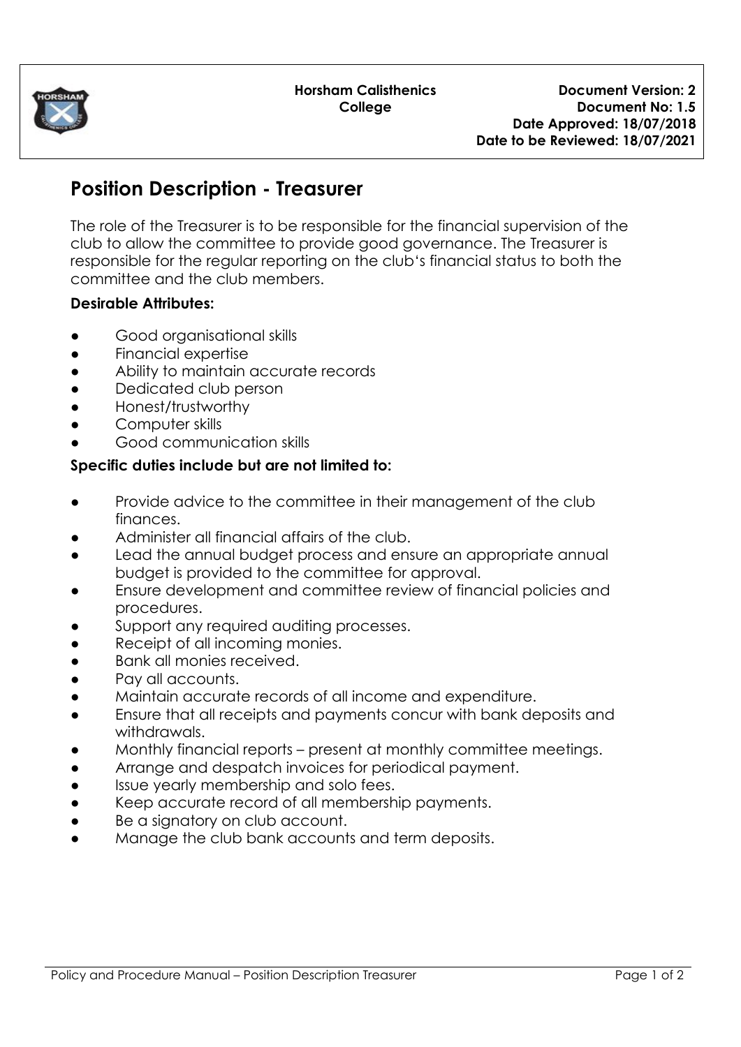| Horsham Calisthenics College | Document Version: 2<br>Document No: 1.5<br>Date Approved: 18/07/2018<br>Date to be Reviewed: 18/07/2021 |
|---|---|

# Position Description - Treasurer

The role of the Treasurer is to be responsible for the financial supervision of the club to allow the committee to provide good governance. The Treasurer is responsible for the regular reporting on the club's financial status to both the committee and the club members.

**Desirable Attributes:**

- Good organisational skills
- Financial expertise
- Ability to maintain accurate records
- Dedicated club person
- Honest/trustworthy
- Computer skills
- Good communication skills

**Specific duties include but are not limited to:**

- Provide advice to the committee in their management of the club finances.
- Administer all financial affairs of the club.
- Lead the annual budget process and ensure an appropriate annual budget is provided to the committee for approval.
- Ensure development and committee review of financial policies and procedures.
- Support any required auditing processes.
- Receipt of all incoming monies.
- Bank all monies received.
- Pay all accounts.
- Maintain accurate records of all income and expenditure.
- Ensure that all receipts and payments concur with bank deposits and withdrawals.
- Monthly financial reports – present at monthly committee meetings.
- Arrange and despatch invoices for periodical payment.
- Issue yearly membership and solo fees.
- Keep accurate record of all membership payments.
- Be a signatory on club account.
- Manage the club bank accounts and term deposits.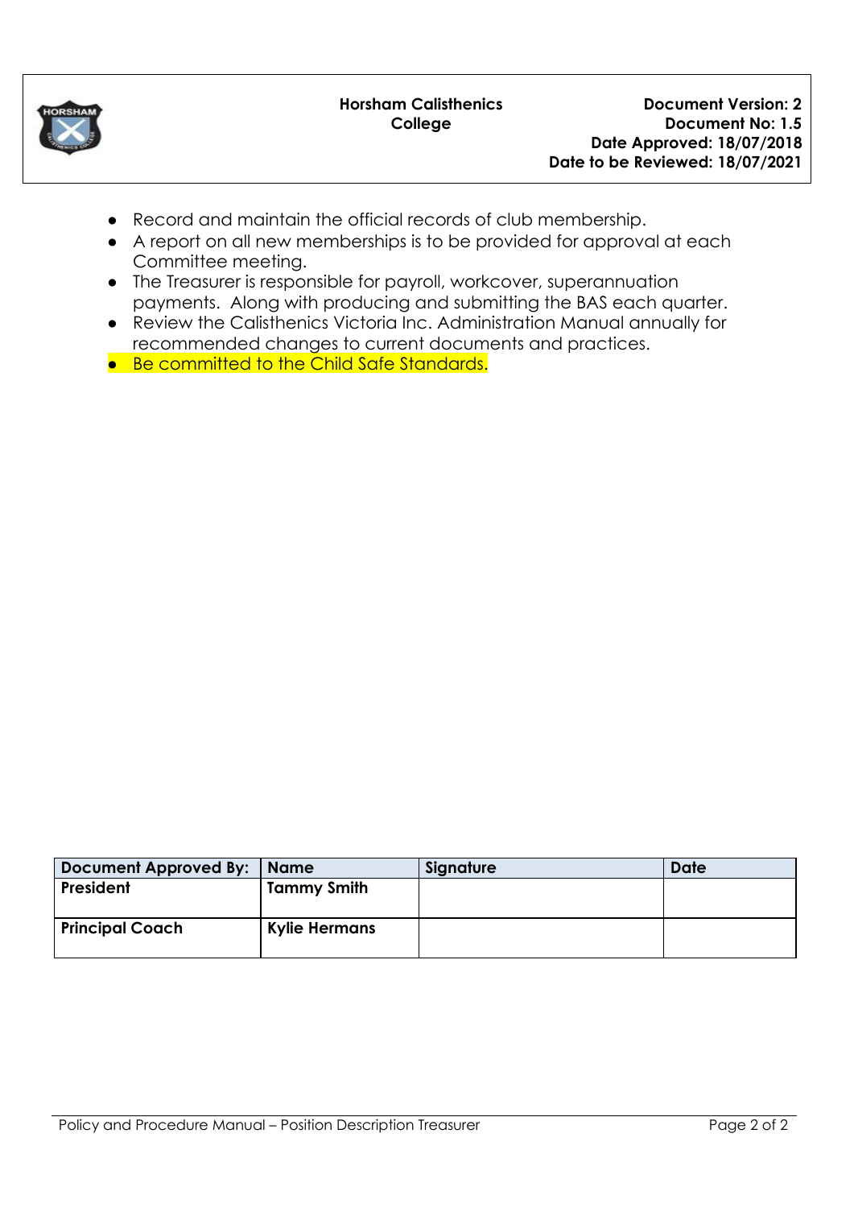- Record and maintain the official records of club membership.
- A report on all new memberships is to be provided for approval at each Committee meeting.
- The Treasurer is responsible for payroll, workcover, superannuation payments. Along with producing and submitting the BAS each quarter.
- Review the Calisthenics Victoria Inc. Administration Manual annually for recommended changes to current documents and practices.
- Be committed to the Child Safe Standards.

| Document Approved By: | Name | Signature | Date |
|---|---|---|---|
| **President** | **Tammy Smith** | | |
| **Principal Coach** | **Kylie Hermans** | | |